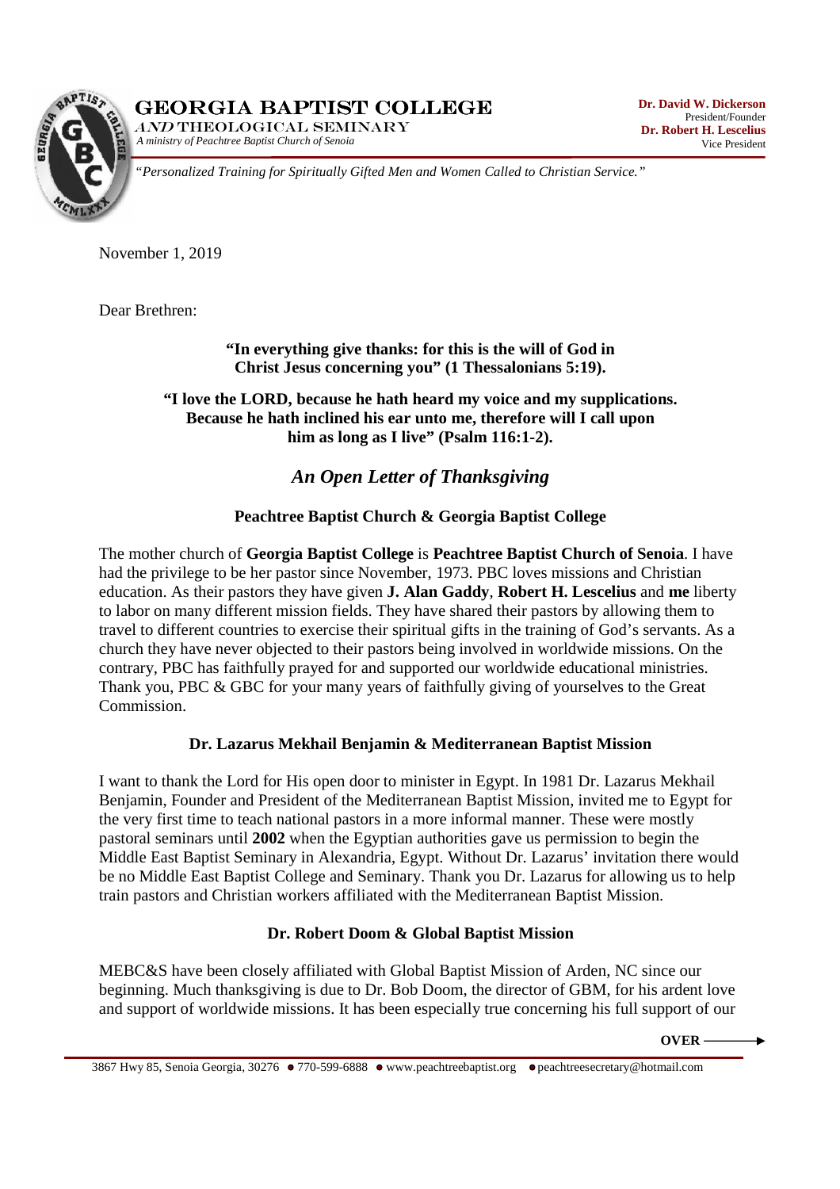# GEORGIA BAPTIST COLLEGE

*AND* THEOLOGICAL SEMINARY

*A ministry of Peachtree Baptist Church of Senoia*

**Dr. David W. Dickerson**
President/Founder
**Dr. Robert H. Lescelius**
Vice President

*"Personalized Training for Spiritually Gifted Men and Women Called to Christian Service."*

November 1, 2019

Dear Brethren:

**"In everything give thanks: for this is the will of God in Christ Jesus concerning you" (1 Thessalonians 5:19).**

**"I love the LORD, because he hath heard my voice and my supplications. Because he hath inclined his ear unto me, therefore will I call upon him as long as I live" (Psalm 116:1-2).**

## *An Open Letter of Thanksgiving*

### Peachtree Baptist Church & Georgia Baptist College

The mother church of **Georgia Baptist College** is **Peachtree Baptist Church of Senoia**. I have had the privilege to be her pastor since November, 1973. PBC loves missions and Christian education. As their pastors they have given **J. Alan Gaddy**, **Robert H. Lescelius** and **me** liberty to labor on many different mission fields. They have shared their pastors by allowing them to travel to different countries to exercise their spiritual gifts in the training of God's servants. As a church they have never objected to their pastors being involved in worldwide missions. On the contrary, PBC has faithfully prayed for and supported our worldwide educational ministries. Thank you, PBC & GBC for your many years of faithfully giving of yourselves to the Great Commission.

### Dr. Lazarus Mekhail Benjamin & Mediterranean Baptist Mission

I want to thank the Lord for His open door to minister in Egypt. In 1981 Dr. Lazarus Mekhail Benjamin, Founder and President of the Mediterranean Baptist Mission, invited me to Egypt for the very first time to teach national pastors in a more informal manner. These were mostly pastoral seminars until **2002** when the Egyptian authorities gave us permission to begin the Middle East Baptist Seminary in Alexandria, Egypt. Without Dr. Lazarus' invitation there would be no Middle East Baptist College and Seminary. Thank you Dr. Lazarus for allowing us to help train pastors and Christian workers affiliated with the Mediterranean Baptist Mission.

### Dr. Robert Doom & Global Baptist Mission

MEBC&S have been closely affiliated with Global Baptist Mission of Arden, NC since our beginning. Much thanksgiving is due to Dr. Bob Doom, the director of GBM, for his ardent love and support of worldwide missions. It has been especially true concerning his full support of our

**OVER →**

3867 Hwy 85, Senoia Georgia, 30276 • 770-599-6888 • www.peachtreebaptist.org • peachtreesecretary@hotmail.com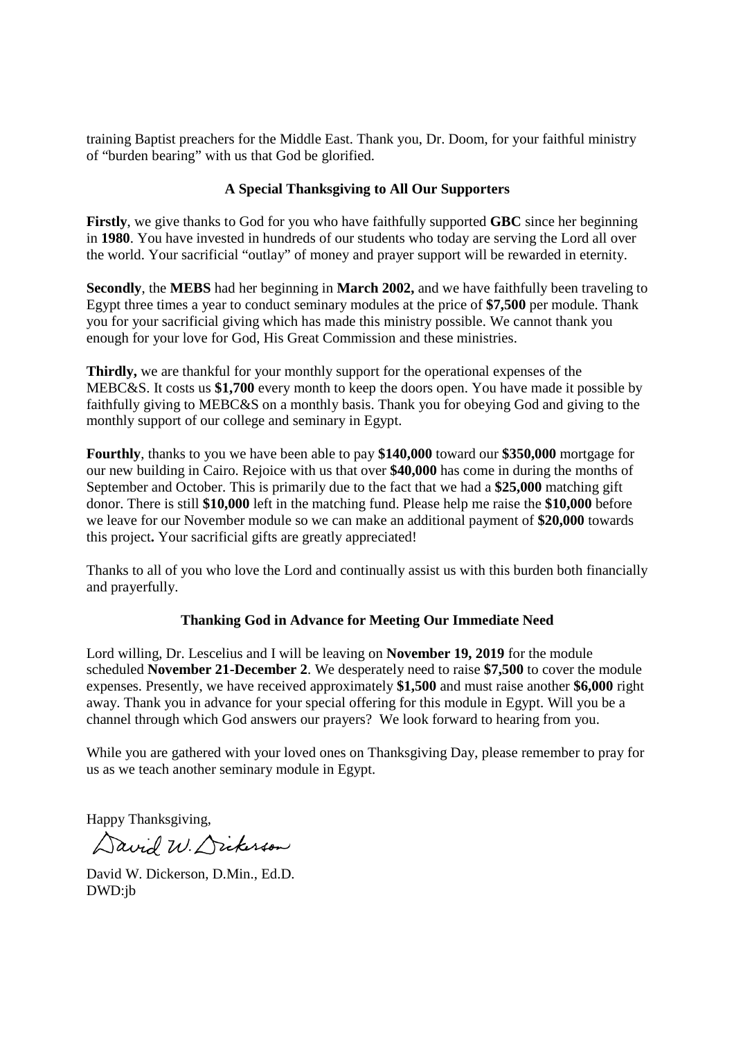training Baptist preachers for the Middle East. Thank you, Dr. Doom, for your faithful ministry of "burden bearing" with us that God be glorified.

### A Special Thanksgiving to All Our Supporters

**Firstly**, we give thanks to God for you who have faithfully supported **GBC** since her beginning in **1980**. You have invested in hundreds of our students who today are serving the Lord all over the world. Your sacrificial "outlay" of money and prayer support will be rewarded in eternity.

**Secondly**, the **MEBS** had her beginning in **March 2002,** and we have faithfully been traveling to Egypt three times a year to conduct seminary modules at the price of **$7,500** per module. Thank you for your sacrificial giving which has made this ministry possible. We cannot thank you enough for your love for God, His Great Commission and these ministries.

**Thirdly,** we are thankful for your monthly support for the operational expenses of the MEBC&S. It costs us **$1,700** every month to keep the doors open. You have made it possible by faithfully giving to MEBC&S on a monthly basis. Thank you for obeying God and giving to the monthly support of our college and seminary in Egypt.

**Fourthly**, thanks to you we have been able to pay **$140,000** toward our **$350,000** mortgage for our new building in Cairo. Rejoice with us that over **$40,000** has come in during the months of September and October. This is primarily due to the fact that we had a **$25,000** matching gift donor. There is still **$10,000** left in the matching fund. Please help me raise the **$10,000** before we leave for our November module so we can make an additional payment of **$20,000** towards this project**.** Your sacrificial gifts are greatly appreciated!

Thanks to all of you who love the Lord and continually assist us with this burden both financially and prayerfully.

### Thanking God in Advance for Meeting Our Immediate Need

Lord willing, Dr. Lescelius and I will be leaving on **November 19, 2019** for the module scheduled **November 21-December 2**. We desperately need to raise **$7,500** to cover the module expenses. Presently, we have received approximately **$1,500** and must raise another **$6,000** right away. Thank you in advance for your special offering for this module in Egypt. Will you be a channel through which God answers our prayers? We look forward to hearing from you.

While you are gathered with your loved ones on Thanksgiving Day, please remember to pray for us as we teach another seminary module in Egypt.

Happy Thanksgiving,

David W. Dickerson

David W. Dickerson, D.Min., Ed.D.
DWD:jb